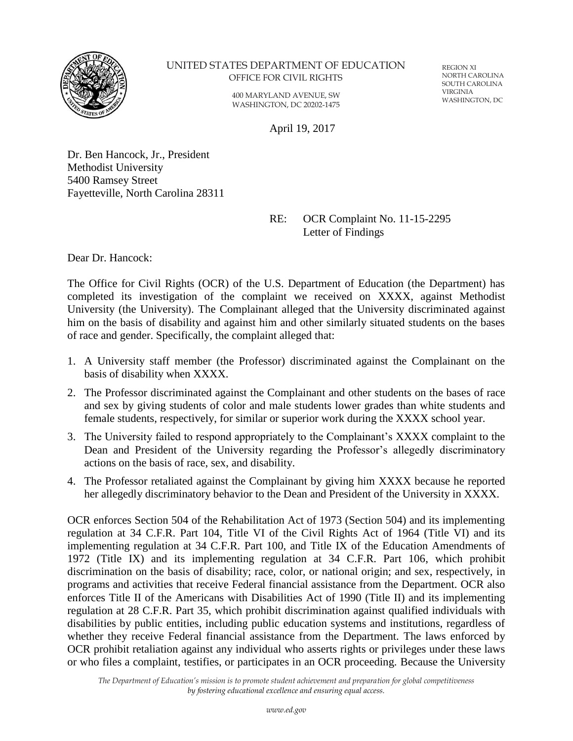UNITED STATES DEPARTMENT OF EDUCATION
OFFICE FOR CIVIL RIGHTS

400 MARYLAND AVENUE, SW
WASHINGTON, DC 20202-1475

REGION XI
NORTH CAROLINA
SOUTH CAROLINA
VIRGINIA
WASHINGTON, DC

April 19, 2017

Dr. Ben Hancock, Jr., President
Methodist University
5400 Ramsey Street
Fayetteville, North Carolina 28311

RE: OCR Complaint No. 11-15-2295
Letter of Findings

Dear Dr. Hancock:

The Office for Civil Rights (OCR) of the U.S. Department of Education (the Department) has completed its investigation of the complaint we received on XXXX, against Methodist University (the University). The Complainant alleged that the University discriminated against him on the basis of disability and against him and other similarly situated students on the bases of race and gender. Specifically, the complaint alleged that:

1. A University staff member (the Professor) discriminated against the Complainant on the basis of disability when XXXX.
2. The Professor discriminated against the Complainant and other students on the bases of race and sex by giving students of color and male students lower grades than white students and female students, respectively, for similar or superior work during the XXXX school year.
3. The University failed to respond appropriately to the Complainant's XXXX complaint to the Dean and President of the University regarding the Professor's allegedly discriminatory actions on the basis of race, sex, and disability.
4. The Professor retaliated against the Complainant by giving him XXXX because he reported her allegedly discriminatory behavior to the Dean and President of the University in XXXX.

OCR enforces Section 504 of the Rehabilitation Act of 1973 (Section 504) and its implementing regulation at 34 C.F.R. Part 104, Title VI of the Civil Rights Act of 1964 (Title VI) and its implementing regulation at 34 C.F.R. Part 100, and Title IX of the Education Amendments of 1972 (Title IX) and its implementing regulation at 34 C.F.R. Part 106, which prohibit discrimination on the basis of disability; race, color, or national origin; and sex, respectively, in programs and activities that receive Federal financial assistance from the Department. OCR also enforces Title II of the Americans with Disabilities Act of 1990 (Title II) and its implementing regulation at 28 C.F.R. Part 35, which prohibit discrimination against qualified individuals with disabilities by public entities, including public education systems and institutions, regardless of whether they receive Federal financial assistance from the Department. The laws enforced by OCR prohibit retaliation against any individual who asserts rights or privileges under these laws or who files a complaint, testifies, or participates in an OCR proceeding. Because the University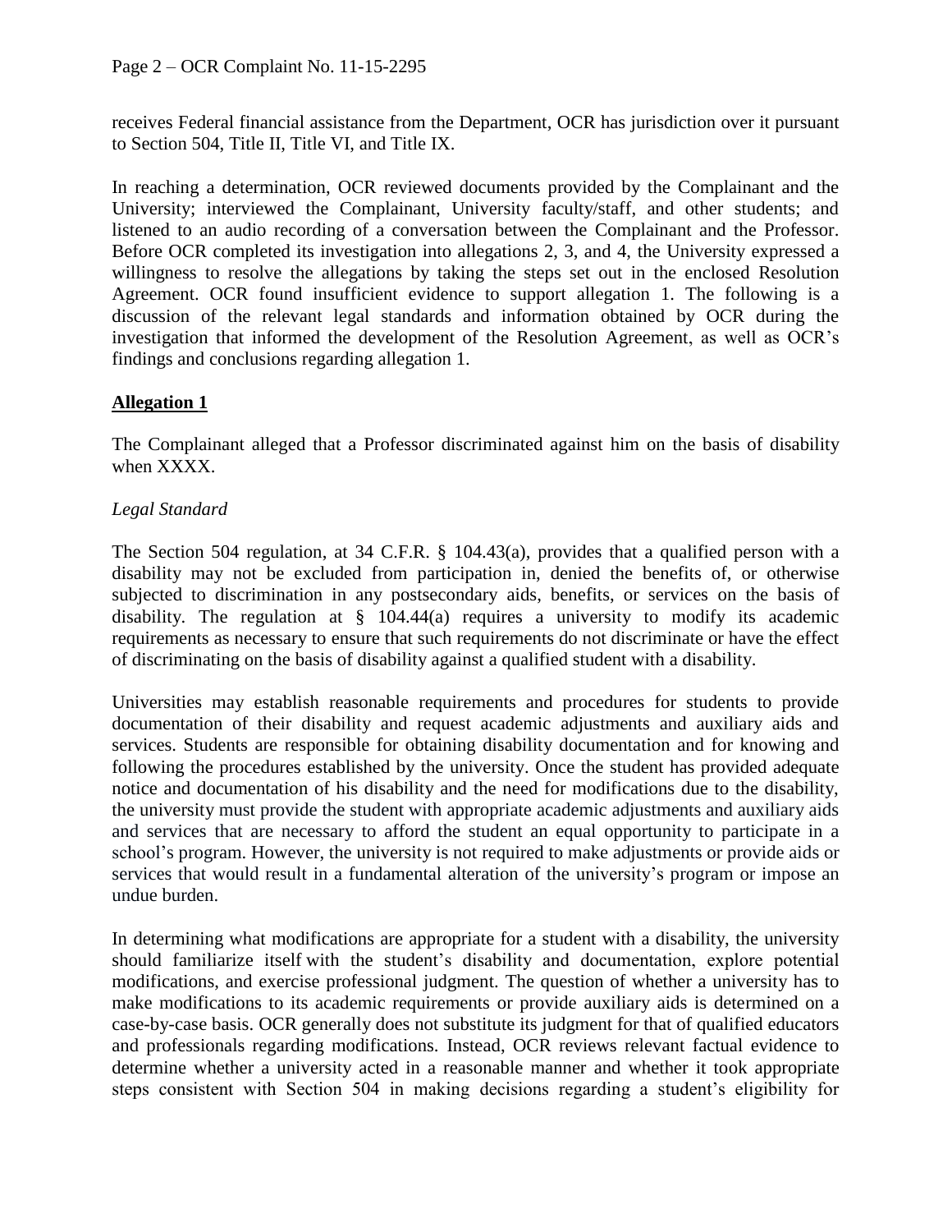receives Federal financial assistance from the Department, OCR has jurisdiction over it pursuant to Section 504, Title II, Title VI, and Title IX.

In reaching a determination, OCR reviewed documents provided by the Complainant and the University; interviewed the Complainant, University faculty/staff, and other students; and listened to an audio recording of a conversation between the Complainant and the Professor. Before OCR completed its investigation into allegations 2, 3, and 4, the University expressed a willingness to resolve the allegations by taking the steps set out in the enclosed Resolution Agreement. OCR found insufficient evidence to support allegation 1. The following is a discussion of the relevant legal standards and information obtained by OCR during the investigation that informed the development of the Resolution Agreement, as well as OCR's findings and conclusions regarding allegation 1.

## **Allegation 1**

The Complainant alleged that a Professor discriminated against him on the basis of disability when XXXX.

*Legal Standard*

The Section 504 regulation, at 34 C.F.R. § 104.43(a), provides that a qualified person with a disability may not be excluded from participation in, denied the benefits of, or otherwise subjected to discrimination in any postsecondary aids, benefits, or services on the basis of disability. The regulation at § 104.44(a) requires a university to modify its academic requirements as necessary to ensure that such requirements do not discriminate or have the effect of discriminating on the basis of disability against a qualified student with a disability.

Universities may establish reasonable requirements and procedures for students to provide documentation of their disability and request academic adjustments and auxiliary aids and services. Students are responsible for obtaining disability documentation and for knowing and following the procedures established by the university. Once the student has provided adequate notice and documentation of his disability and the need for modifications due to the disability, the university must provide the student with appropriate academic adjustments and auxiliary aids and services that are necessary to afford the student an equal opportunity to participate in a school's program. However, the university is not required to make adjustments or provide aids or services that would result in a fundamental alteration of the university's program or impose an undue burden.

In determining what modifications are appropriate for a student with a disability, the university should familiarize itself with the student's disability and documentation, explore potential modifications, and exercise professional judgment. The question of whether a university has to make modifications to its academic requirements or provide auxiliary aids is determined on a case-by-case basis. OCR generally does not substitute its judgment for that of qualified educators and professionals regarding modifications. Instead, OCR reviews relevant factual evidence to determine whether a university acted in a reasonable manner and whether it took appropriate steps consistent with Section 504 in making decisions regarding a student's eligibility for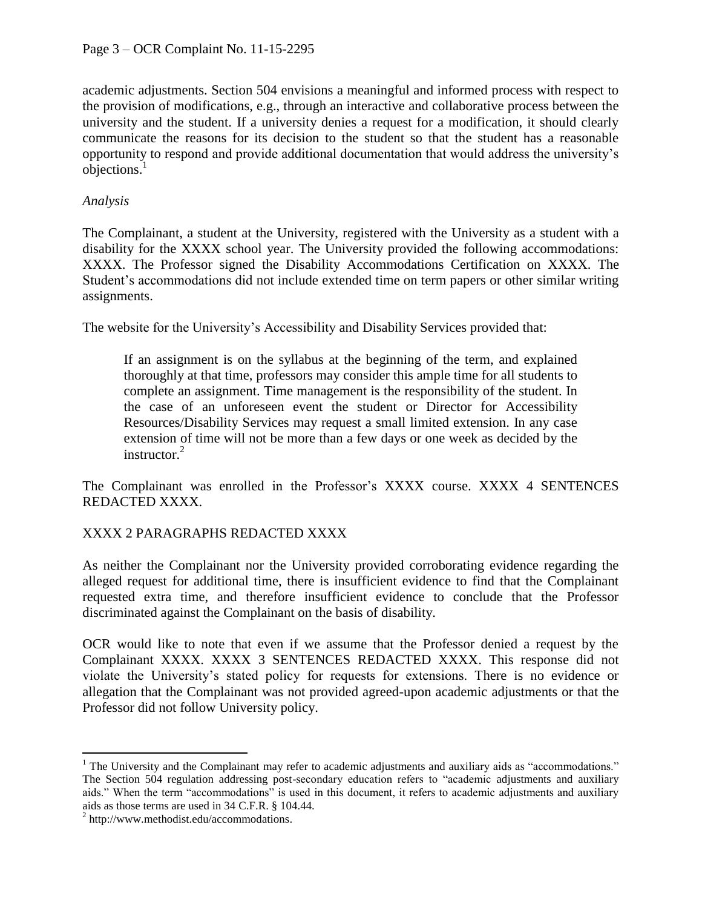academic adjustments. Section 504 envisions a meaningful and informed process with respect to the provision of modifications, e.g., through an interactive and collaborative process between the university and the student. If a university denies a request for a modification, it should clearly communicate the reasons for its decision to the student so that the student has a reasonable opportunity to respond and provide additional documentation that would address the university's objections.[1]

*Analysis*

The Complainant, a student at the University, registered with the University as a student with a disability for the XXXX school year. The University provided the following accommodations: XXXX. The Professor signed the Disability Accommodations Certification on XXXX. The Student's accommodations did not include extended time on term papers or other similar writing assignments.

The website for the University's Accessibility and Disability Services provided that:

> If an assignment is on the syllabus at the beginning of the term, and explained thoroughly at that time, professors may consider this ample time for all students to complete an assignment. Time management is the responsibility of the student. In the case of an unforeseen event the student or Director for Accessibility Resources/Disability Services may request a small limited extension. In any case extension of time will not be more than a few days or one week as decided by the instructor.[2]

The Complainant was enrolled in the Professor's XXXX course. XXXX 4 SENTENCES REDACTED XXXX.

XXXX 2 PARAGRAPHS REDACTED XXXX

As neither the Complainant nor the University provided corroborating evidence regarding the alleged request for additional time, there is insufficient evidence to find that the Complainant requested extra time, and therefore insufficient evidence to conclude that the Professor discriminated against the Complainant on the basis of disability.

OCR would like to note that even if we assume that the Professor denied a request by the Complainant XXXX. XXXX 3 SENTENCES REDACTED XXXX. This response did not violate the University's stated policy for requests for extensions. There is no evidence or allegation that the Complainant was not provided agreed-upon academic adjustments or that the Professor did not follow University policy.

---

[1] The University and the Complainant may refer to academic adjustments and auxiliary aids as "accommodations." The Section 504 regulation addressing post-secondary education refers to "academic adjustments and auxiliary aids." When the term "accommodations" is used in this document, it refers to academic adjustments and auxiliary aids as those terms are used in 34 C.F.R. § 104.44.

[2] http://www.methodist.edu/accommodations.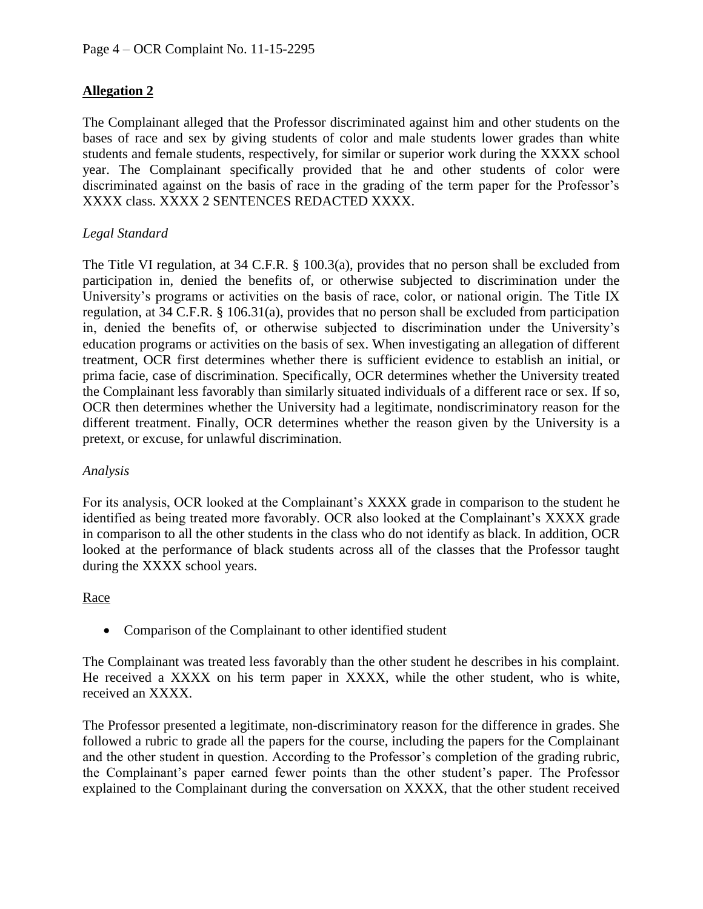## Allegation 2

The Complainant alleged that the Professor discriminated against him and other students on the bases of race and sex by giving students of color and male students lower grades than white students and female students, respectively, for similar or superior work during the XXXX school year. The Complainant specifically provided that he and other students of color were discriminated against on the basis of race in the grading of the term paper for the Professor's XXXX class. XXXX 2 SENTENCES REDACTED XXXX.

### *Legal Standard*

The Title VI regulation, at 34 C.F.R. § 100.3(a), provides that no person shall be excluded from participation in, denied the benefits of, or otherwise subjected to discrimination under the University's programs or activities on the basis of race, color, or national origin. The Title IX regulation, at 34 C.F.R. § 106.31(a), provides that no person shall be excluded from participation in, denied the benefits of, or otherwise subjected to discrimination under the University's education programs or activities on the basis of sex. When investigating an allegation of different treatment, OCR first determines whether there is sufficient evidence to establish an initial, or prima facie, case of discrimination. Specifically, OCR determines whether the University treated the Complainant less favorably than similarly situated individuals of a different race or sex. If so, OCR then determines whether the University had a legitimate, nondiscriminatory reason for the different treatment. Finally, OCR determines whether the reason given by the University is a pretext, or excuse, for unlawful discrimination.

### *Analysis*

For its analysis, OCR looked at the Complainant's XXXX grade in comparison to the student he identified as being treated more favorably. OCR also looked at the Complainant's XXXX grade in comparison to all the other students in the class who do not identify as black. In addition, OCR looked at the performance of black students across all of the classes that the Professor taught during the XXXX school years.

#### Race

- Comparison of the Complainant to other identified student

The Complainant was treated less favorably than the other student he describes in his complaint. He received a XXXX on his term paper in XXXX, while the other student, who is white, received an XXXX.

The Professor presented a legitimate, non-discriminatory reason for the difference in grades. She followed a rubric to grade all the papers for the course, including the papers for the Complainant and the other student in question. According to the Professor's completion of the grading rubric, the Complainant's paper earned fewer points than the other student's paper. The Professor explained to the Complainant during the conversation on XXXX, that the other student received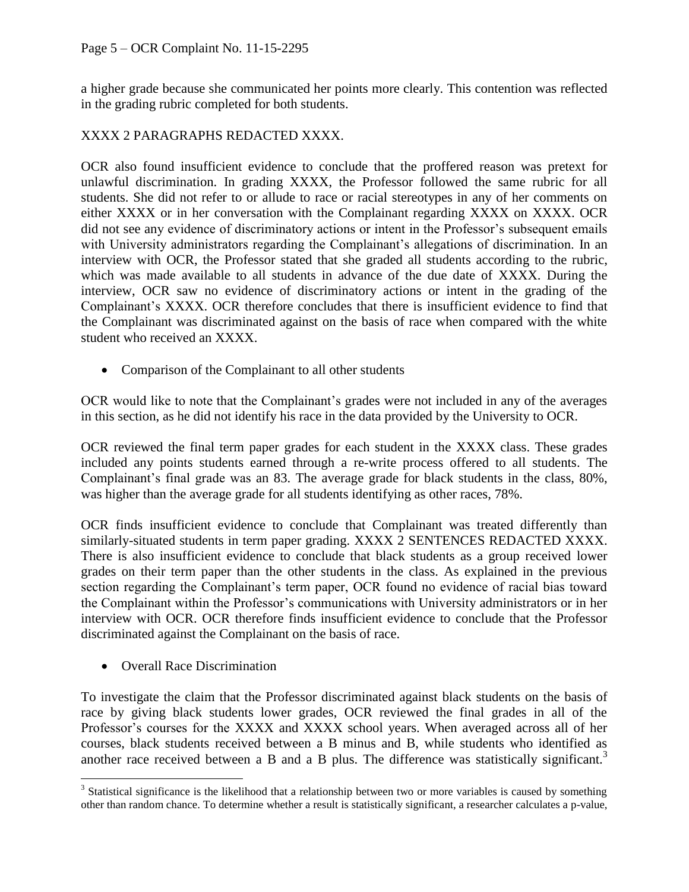a higher grade because she communicated her points more clearly. This contention was reflected in the grading rubric completed for both students.

XXXX 2 PARAGRAPHS REDACTED XXXX.

OCR also found insufficient evidence to conclude that the proffered reason was pretext for unlawful discrimination. In grading XXXX, the Professor followed the same rubric for all students. She did not refer to or allude to race or racial stereotypes in any of her comments on either XXXX or in her conversation with the Complainant regarding XXXX on XXXX. OCR did not see any evidence of discriminatory actions or intent in the Professor's subsequent emails with University administrators regarding the Complainant's allegations of discrimination. In an interview with OCR, the Professor stated that she graded all students according to the rubric, which was made available to all students in advance of the due date of XXXX. During the interview, OCR saw no evidence of discriminatory actions or intent in the grading of the Complainant's XXXX. OCR therefore concludes that there is insufficient evidence to find that the Complainant was discriminated against on the basis of race when compared with the white student who received an XXXX.

- Comparison of the Complainant to all other students

OCR would like to note that the Complainant's grades were not included in any of the averages in this section, as he did not identify his race in the data provided by the University to OCR.

OCR reviewed the final term paper grades for each student in the XXXX class. These grades included any points students earned through a re-write process offered to all students. The Complainant's final grade was an 83. The average grade for black students in the class, 80%, was higher than the average grade for all students identifying as other races, 78%.

OCR finds insufficient evidence to conclude that Complainant was treated differently than similarly-situated students in term paper grading. XXXX 2 SENTENCES REDACTED XXXX. There is also insufficient evidence to conclude that black students as a group received lower grades on their term paper than the other students in the class. As explained in the previous section regarding the Complainant's term paper, OCR found no evidence of racial bias toward the Complainant within the Professor's communications with University administrators or in her interview with OCR. OCR therefore finds insufficient evidence to conclude that the Professor discriminated against the Complainant on the basis of race.

- Overall Race Discrimination

To investigate the claim that the Professor discriminated against black students on the basis of race by giving black students lower grades, OCR reviewed the final grades in all of the Professor's courses for the XXXX and XXXX school years. When averaged across all of her courses, black students received between a B minus and B, while students who identified as another race received between a B and a B plus. The difference was statistically significant.[3]

[3] Statistical significance is the likelihood that a relationship between two or more variables is caused by something other than random chance. To determine whether a result is statistically significant, a researcher calculates a p-value,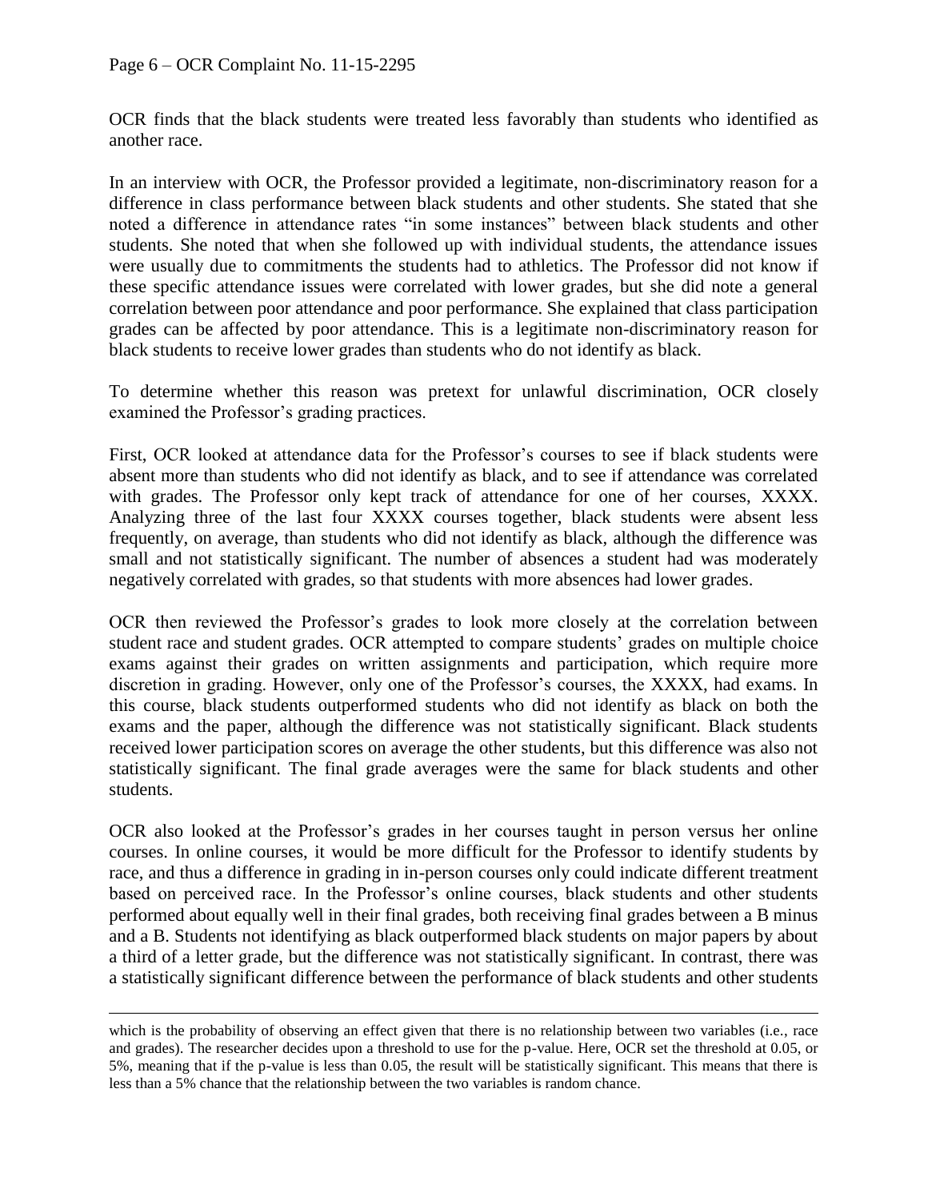OCR finds that the black students were treated less favorably than students who identified as another race.

In an interview with OCR, the Professor provided a legitimate, non-discriminatory reason for a difference in class performance between black students and other students. She stated that she noted a difference in attendance rates "in some instances" between black students and other students. She noted that when she followed up with individual students, the attendance issues were usually due to commitments the students had to athletics. The Professor did not know if these specific attendance issues were correlated with lower grades, but she did note a general correlation between poor attendance and poor performance. She explained that class participation grades can be affected by poor attendance. This is a legitimate non-discriminatory reason for black students to receive lower grades than students who do not identify as black.

To determine whether this reason was pretext for unlawful discrimination, OCR closely examined the Professor's grading practices.

First, OCR looked at attendance data for the Professor's courses to see if black students were absent more than students who did not identify as black, and to see if attendance was correlated with grades. The Professor only kept track of attendance for one of her courses, XXXX. Analyzing three of the last four XXXX courses together, black students were absent less frequently, on average, than students who did not identify as black, although the difference was small and not statistically significant. The number of absences a student had was moderately negatively correlated with grades, so that students with more absences had lower grades.

OCR then reviewed the Professor's grades to look more closely at the correlation between student race and student grades. OCR attempted to compare students' grades on multiple choice exams against their grades on written assignments and participation, which require more discretion in grading. However, only one of the Professor's courses, the XXXX, had exams. In this course, black students outperformed students who did not identify as black on both the exams and the paper, although the difference was not statistically significant. Black students received lower participation scores on average the other students, but this difference was also not statistically significant. The final grade averages were the same for black students and other students.

OCR also looked at the Professor's grades in her courses taught in person versus her online courses. In online courses, it would be more difficult for the Professor to identify students by race, and thus a difference in grading in-person courses only could indicate different treatment based on perceived race. In the Professor's online courses, black students and other students performed about equally well in their final grades, both receiving final grades between a B minus and a B. Students not identifying as black outperformed black students on major papers by about a third of a letter grade, but the difference was not statistically significant. In contrast, there was a statistically significant difference between the performance of black students and other students

---

which is the probability of observing an effect given that there is no relationship between two variables (i.e., race and grades). The researcher decides upon a threshold to use for the p-value. Here, OCR set the threshold at 0.05, or 5%, meaning that if the p-value is less than 0.05, the result will be statistically significant. This means that there is less than a 5% chance that the relationship between the two variables is random chance.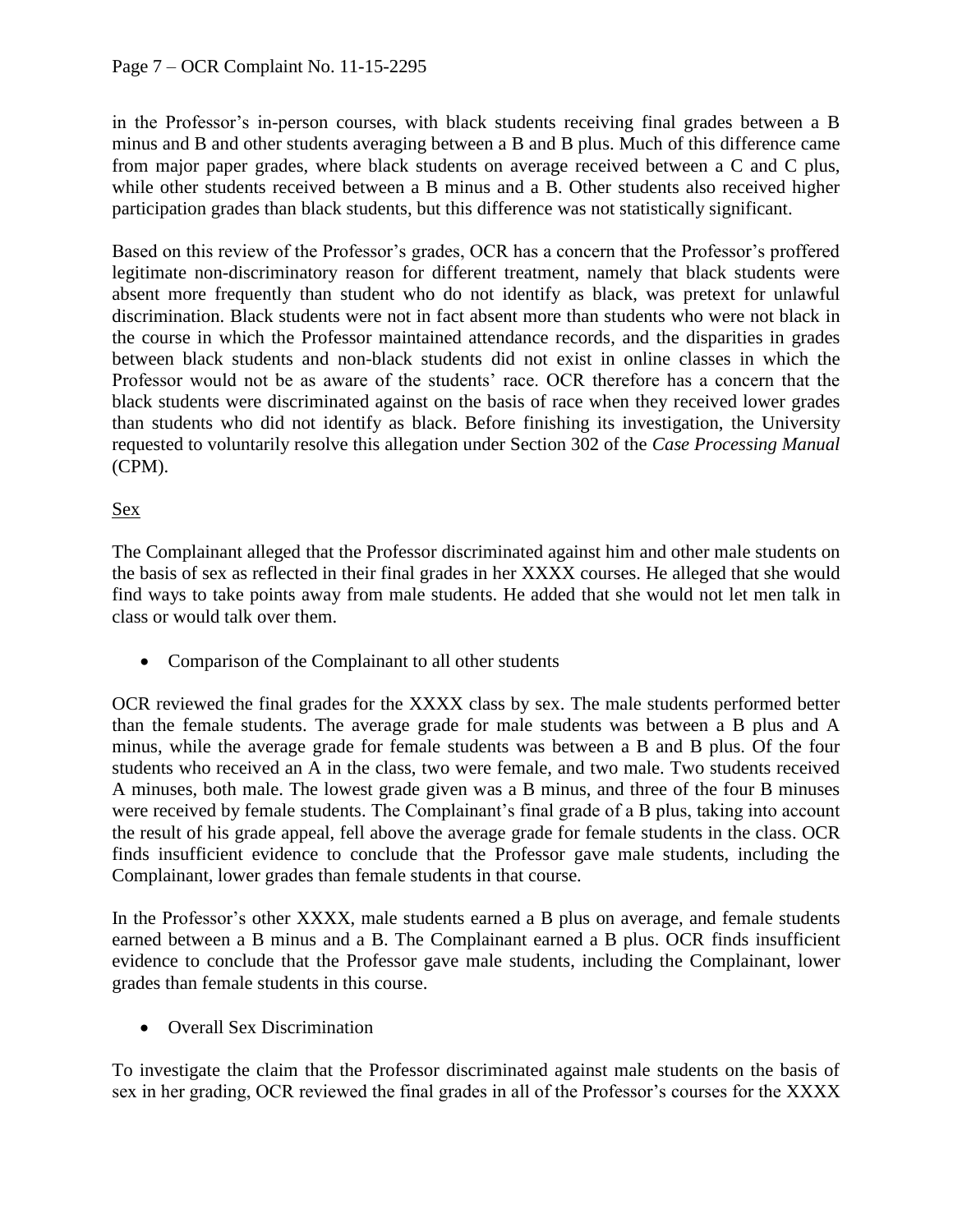in the Professor's in-person courses, with black students receiving final grades between a B minus and B and other students averaging between a B and B plus. Much of this difference came from major paper grades, where black students on average received between a C and C plus, while other students received between a B minus and a B. Other students also received higher participation grades than black students, but this difference was not statistically significant.

Based on this review of the Professor's grades, OCR has a concern that the Professor's proffered legitimate non-discriminatory reason for different treatment, namely that black students were absent more frequently than student who do not identify as black, was pretext for unlawful discrimination. Black students were not in fact absent more than students who were not black in the course in which the Professor maintained attendance records, and the disparities in grades between black students and non-black students did not exist in online classes in which the Professor would not be as aware of the students' race. OCR therefore has a concern that the black students were discriminated against on the basis of race when they received lower grades than students who did not identify as black. Before finishing its investigation, the University requested to voluntarily resolve this allegation under Section 302 of the *Case Processing Manual* (CPM).

Sex

The Complainant alleged that the Professor discriminated against him and other male students on the basis of sex as reflected in their final grades in her XXXX courses. He alleged that she would find ways to take points away from male students. He added that she would not let men talk in class or would talk over them.

- Comparison of the Complainant to all other students

OCR reviewed the final grades for the XXXX class by sex. The male students performed better than the female students. The average grade for male students was between a B plus and A minus, while the average grade for female students was between a B and B plus. Of the four students who received an A in the class, two were female, and two male. Two students received A minuses, both male. The lowest grade given was a B minus, and three of the four B minuses were received by female students. The Complainant's final grade of a B plus, taking into account the result of his grade appeal, fell above the average grade for female students in the class. OCR finds insufficient evidence to conclude that the Professor gave male students, including the Complainant, lower grades than female students in that course.

In the Professor's other XXXX, male students earned a B plus on average, and female students earned between a B minus and a B. The Complainant earned a B plus. OCR finds insufficient evidence to conclude that the Professor gave male students, including the Complainant, lower grades than female students in this course.

- Overall Sex Discrimination

To investigate the claim that the Professor discriminated against male students on the basis of sex in her grading, OCR reviewed the final grades in all of the Professor's courses for the XXXX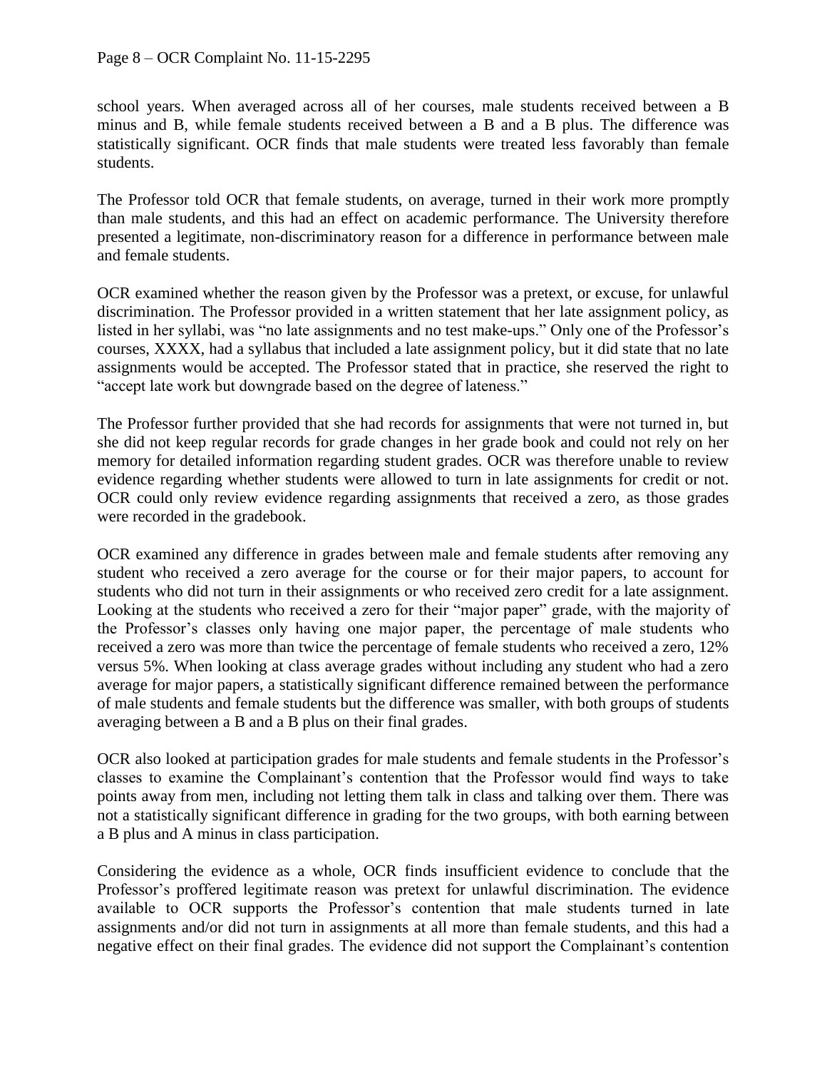school years. When averaged across all of her courses, male students received between a B minus and B, while female students received between a B and a B plus. The difference was statistically significant. OCR finds that male students were treated less favorably than female students.

The Professor told OCR that female students, on average, turned in their work more promptly than male students, and this had an effect on academic performance. The University therefore presented a legitimate, non-discriminatory reason for a difference in performance between male and female students.

OCR examined whether the reason given by the Professor was a pretext, or excuse, for unlawful discrimination. The Professor provided in a written statement that her late assignment policy, as listed in her syllabi, was "no late assignments and no test make-ups." Only one of the Professor's courses, XXXX, had a syllabus that included a late assignment policy, but it did state that no late assignments would be accepted. The Professor stated that in practice, she reserved the right to "accept late work but downgrade based on the degree of lateness."

The Professor further provided that she had records for assignments that were not turned in, but she did not keep regular records for grade changes in her grade book and could not rely on her memory for detailed information regarding student grades. OCR was therefore unable to review evidence regarding whether students were allowed to turn in late assignments for credit or not. OCR could only review evidence regarding assignments that received a zero, as those grades were recorded in the gradebook.

OCR examined any difference in grades between male and female students after removing any student who received a zero average for the course or for their major papers, to account for students who did not turn in their assignments or who received zero credit for a late assignment. Looking at the students who received a zero for their "major paper" grade, with the majority of the Professor's classes only having one major paper, the percentage of male students who received a zero was more than twice the percentage of female students who received a zero, 12% versus 5%. When looking at class average grades without including any student who had a zero average for major papers, a statistically significant difference remained between the performance of male students and female students but the difference was smaller, with both groups of students averaging between a B and a B plus on their final grades.

OCR also looked at participation grades for male students and female students in the Professor's classes to examine the Complainant's contention that the Professor would find ways to take points away from men, including not letting them talk in class and talking over them. There was not a statistically significant difference in grading for the two groups, with both earning between a B plus and A minus in class participation.

Considering the evidence as a whole, OCR finds insufficient evidence to conclude that the Professor's proffered legitimate reason was pretext for unlawful discrimination. The evidence available to OCR supports the Professor's contention that male students turned in late assignments and/or did not turn in assignments at all more than female students, and this had a negative effect on their final grades. The evidence did not support the Complainant's contention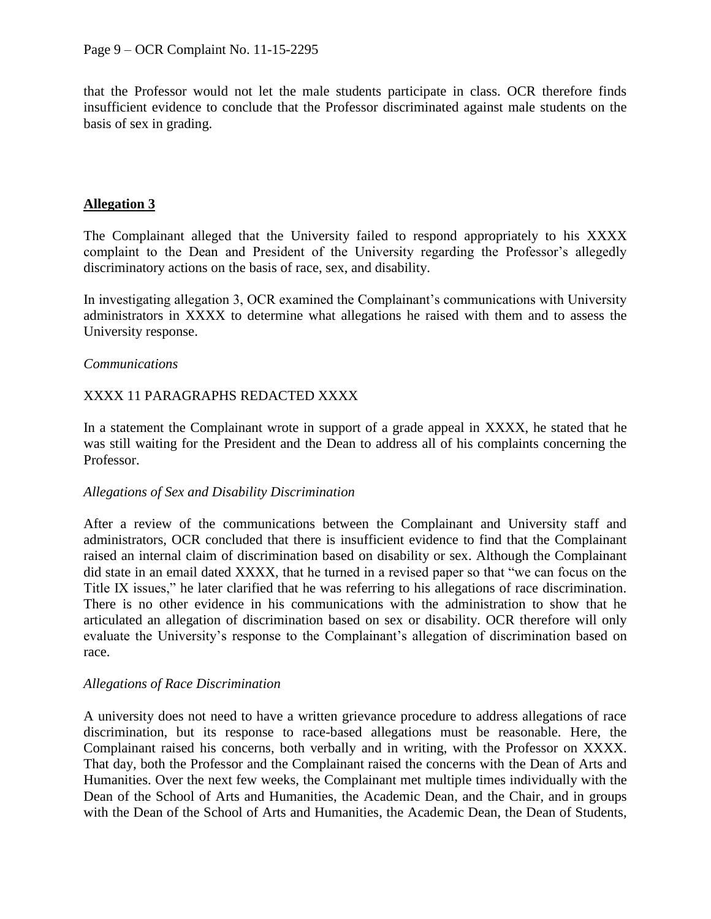that the Professor would not let the male students participate in class. OCR therefore finds insufficient evidence to conclude that the Professor discriminated against male students on the basis of sex in grading.

**Allegation 3**

The Complainant alleged that the University failed to respond appropriately to his XXXX complaint to the Dean and President of the University regarding the Professor's allegedly discriminatory actions on the basis of race, sex, and disability.

In investigating allegation 3, OCR examined the Complainant's communications with University administrators in XXXX to determine what allegations he raised with them and to assess the University response.

*Communications*

XXXX 11 PARAGRAPHS REDACTED XXXX

In a statement the Complainant wrote in support of a grade appeal in XXXX, he stated that he was still waiting for the President and the Dean to address all of his complaints concerning the Professor.

*Allegations of Sex and Disability Discrimination*

After a review of the communications between the Complainant and University staff and administrators, OCR concluded that there is insufficient evidence to find that the Complainant raised an internal claim of discrimination based on disability or sex. Although the Complainant did state in an email dated XXXX, that he turned in a revised paper so that "we can focus on the Title IX issues," he later clarified that he was referring to his allegations of race discrimination. There is no other evidence in his communications with the administration to show that he articulated an allegation of discrimination based on sex or disability. OCR therefore will only evaluate the University's response to the Complainant's allegation of discrimination based on race.

*Allegations of Race Discrimination*

A university does not need to have a written grievance procedure to address allegations of race discrimination, but its response to race-based allegations must be reasonable. Here, the Complainant raised his concerns, both verbally and in writing, with the Professor on XXXX. That day, both the Professor and the Complainant raised the concerns with the Dean of Arts and Humanities. Over the next few weeks, the Complainant met multiple times individually with the Dean of the School of Arts and Humanities, the Academic Dean, and the Chair, and in groups with the Dean of the School of Arts and Humanities, the Academic Dean, the Dean of Students,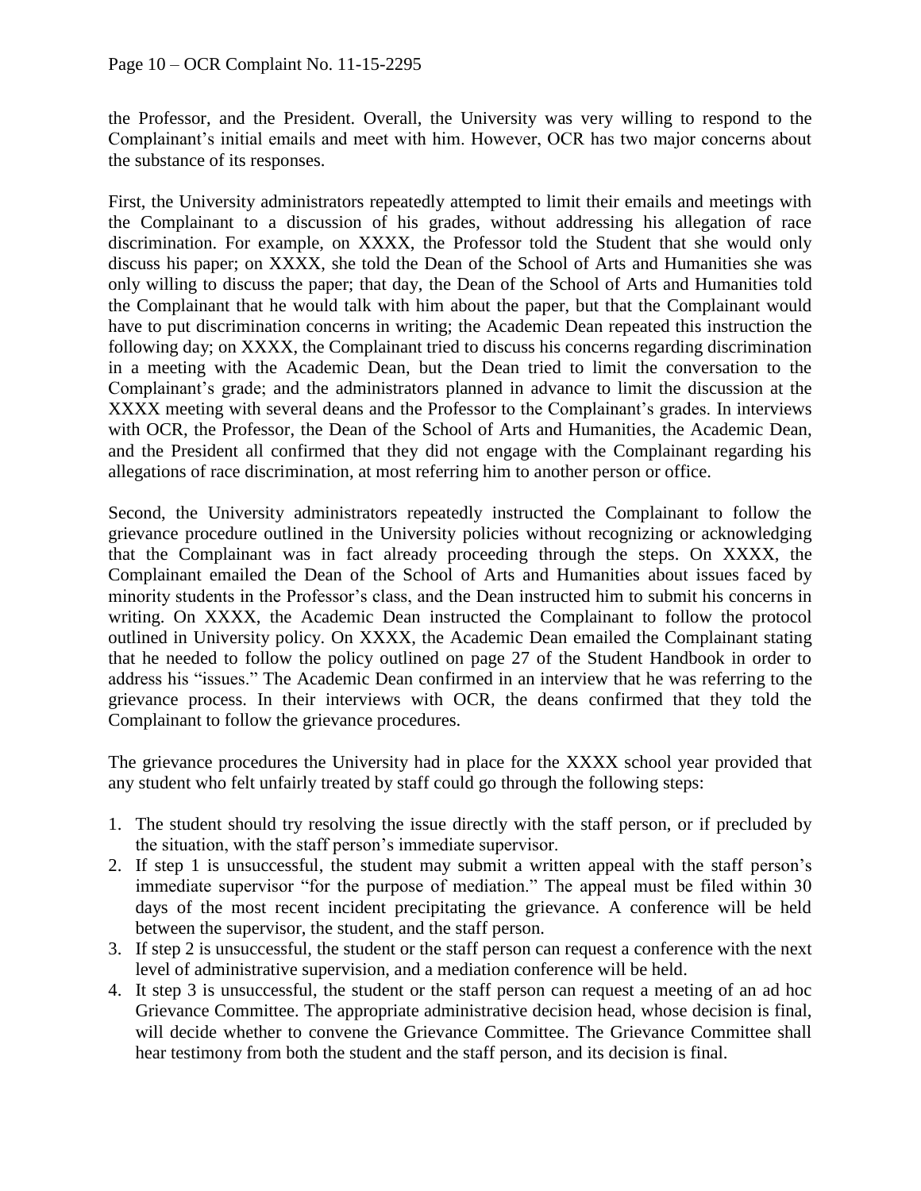the Professor, and the President. Overall, the University was very willing to respond to the Complainant's initial emails and meet with him. However, OCR has two major concerns about the substance of its responses.

First, the University administrators repeatedly attempted to limit their emails and meetings with the Complainant to a discussion of his grades, without addressing his allegation of race discrimination. For example, on XXXX, the Professor told the Student that she would only discuss his paper; on XXXX, she told the Dean of the School of Arts and Humanities she was only willing to discuss the paper; that day, the Dean of the School of Arts and Humanities told the Complainant that he would talk with him about the paper, but that the Complainant would have to put discrimination concerns in writing; the Academic Dean repeated this instruction the following day; on XXXX, the Complainant tried to discuss his concerns regarding discrimination in a meeting with the Academic Dean, but the Dean tried to limit the conversation to the Complainant's grade; and the administrators planned in advance to limit the discussion at the XXXX meeting with several deans and the Professor to the Complainant's grades. In interviews with OCR, the Professor, the Dean of the School of Arts and Humanities, the Academic Dean, and the President all confirmed that they did not engage with the Complainant regarding his allegations of race discrimination, at most referring him to another person or office.

Second, the University administrators repeatedly instructed the Complainant to follow the grievance procedure outlined in the University policies without recognizing or acknowledging that the Complainant was in fact already proceeding through the steps. On XXXX, the Complainant emailed the Dean of the School of Arts and Humanities about issues faced by minority students in the Professor's class, and the Dean instructed him to submit his concerns in writing. On XXXX, the Academic Dean instructed the Complainant to follow the protocol outlined in University policy. On XXXX, the Academic Dean emailed the Complainant stating that he needed to follow the policy outlined on page 27 of the Student Handbook in order to address his "issues." The Academic Dean confirmed in an interview that he was referring to the grievance process. In their interviews with OCR, the deans confirmed that they told the Complainant to follow the grievance procedures.

The grievance procedures the University had in place for the XXXX school year provided that any student who felt unfairly treated by staff could go through the following steps:

1. The student should try resolving the issue directly with the staff person, or if precluded by the situation, with the staff person's immediate supervisor.
2. If step 1 is unsuccessful, the student may submit a written appeal with the staff person's immediate supervisor "for the purpose of mediation." The appeal must be filed within 30 days of the most recent incident precipitating the grievance. A conference will be held between the supervisor, the student, and the staff person.
3. If step 2 is unsuccessful, the student or the staff person can request a conference with the next level of administrative supervision, and a mediation conference will be held.
4. It step 3 is unsuccessful, the student or the staff person can request a meeting of an ad hoc Grievance Committee. The appropriate administrative decision head, whose decision is final, will decide whether to convene the Grievance Committee. The Grievance Committee shall hear testimony from both the student and the staff person, and its decision is final.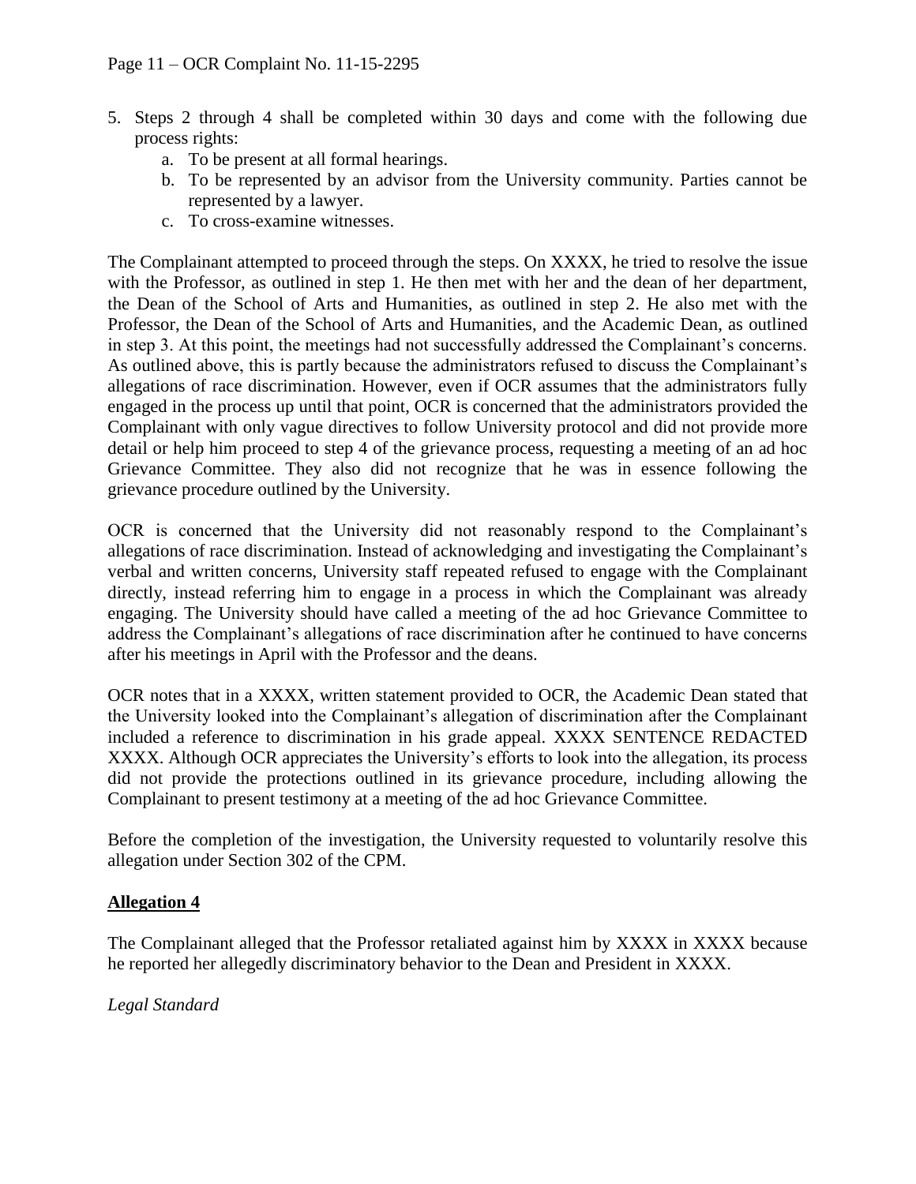5. Steps 2 through 4 shall be completed within 30 days and come with the following due process rights:
    a. To be present at all formal hearings.
    b. To be represented by an advisor from the University community. Parties cannot be represented by a lawyer.
    c. To cross-examine witnesses.

The Complainant attempted to proceed through the steps. On XXXX, he tried to resolve the issue with the Professor, as outlined in step 1. He then met with her and the dean of her department, the Dean of the School of Arts and Humanities, as outlined in step 2. He also met with the Professor, the Dean of the School of Arts and Humanities, and the Academic Dean, as outlined in step 3. At this point, the meetings had not successfully addressed the Complainant's concerns. As outlined above, this is partly because the administrators refused to discuss the Complainant's allegations of race discrimination. However, even if OCR assumes that the administrators fully engaged in the process up until that point, OCR is concerned that the administrators provided the Complainant with only vague directives to follow University protocol and did not provide more detail or help him proceed to step 4 of the grievance process, requesting a meeting of an ad hoc Grievance Committee. They also did not recognize that he was in essence following the grievance procedure outlined by the University.

OCR is concerned that the University did not reasonably respond to the Complainant's allegations of race discrimination. Instead of acknowledging and investigating the Complainant's verbal and written concerns, University staff repeated refused to engage with the Complainant directly, instead referring him to engage in a process in which the Complainant was already engaging. The University should have called a meeting of the ad hoc Grievance Committee to address the Complainant's allegations of race discrimination after he continued to have concerns after his meetings in April with the Professor and the deans.

OCR notes that in a XXXX, written statement provided to OCR, the Academic Dean stated that the University looked into the Complainant's allegation of discrimination after the Complainant included a reference to discrimination in his grade appeal. XXXX SENTENCE REDACTED XXXX. Although OCR appreciates the University's efforts to look into the allegation, its process did not provide the protections outlined in its grievance procedure, including allowing the Complainant to present testimony at a meeting of the ad hoc Grievance Committee.

Before the completion of the investigation, the University requested to voluntarily resolve this allegation under Section 302 of the CPM.

**Allegation 4**

The Complainant alleged that the Professor retaliated against him by XXXX in XXXX because he reported her allegedly discriminatory behavior to the Dean and President in XXXX.

*Legal Standard*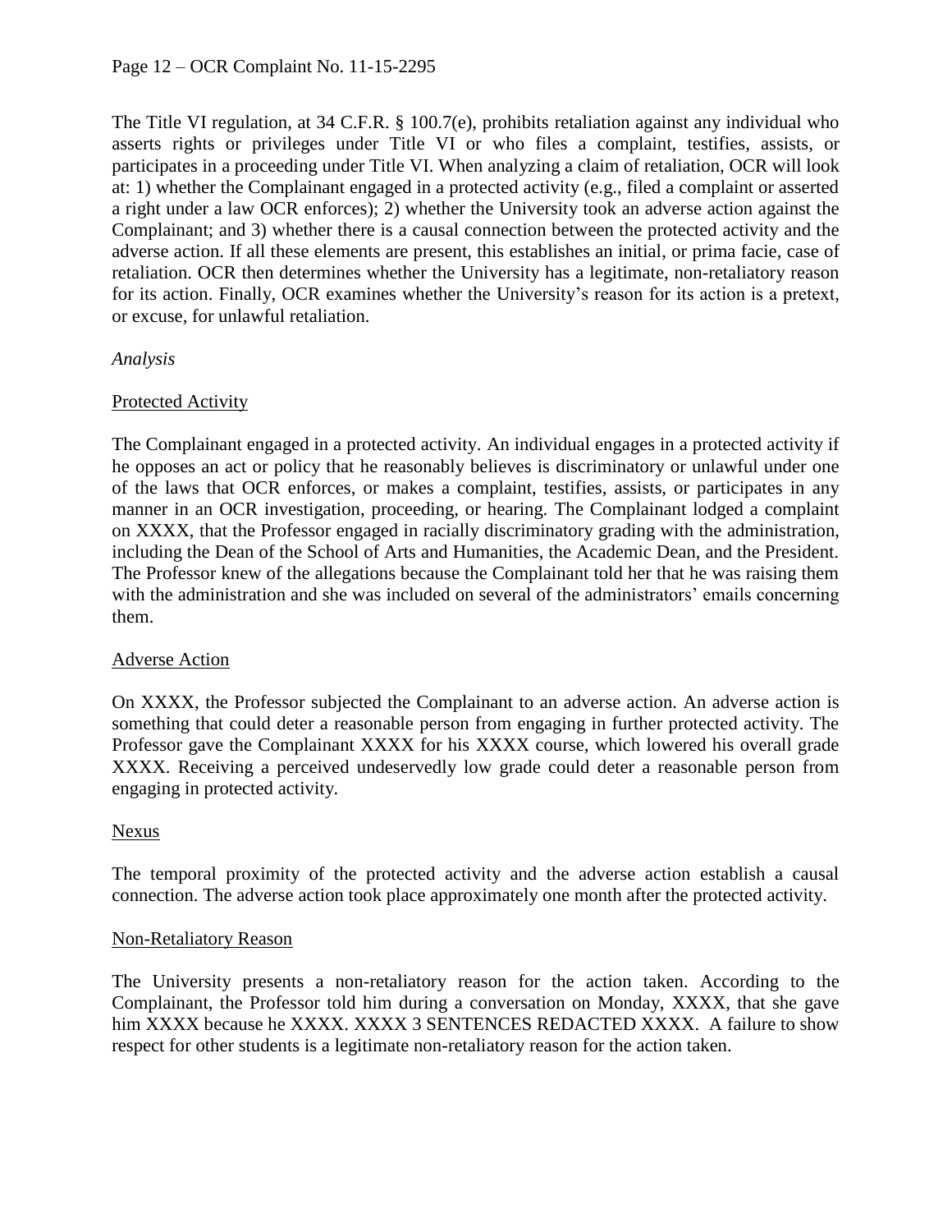The Title VI regulation, at 34 C.F.R. § 100.7(e), prohibits retaliation against any individual who asserts rights or privileges under Title VI or who files a complaint, testifies, assists, or participates in a proceeding under Title VI. When analyzing a claim of retaliation, OCR will look at: 1) whether the Complainant engaged in a protected activity (e.g., filed a complaint or asserted a right under a law OCR enforces); 2) whether the University took an adverse action against the Complainant; and 3) whether there is a causal connection between the protected activity and the adverse action. If all these elements are present, this establishes an initial, or prima facie, case of retaliation. OCR then determines whether the University has a legitimate, non-retaliatory reason for its action. Finally, OCR examines whether the University's reason for its action is a pretext, or excuse, for unlawful retaliation.

*Analysis*

Protected Activity

The Complainant engaged in a protected activity. An individual engages in a protected activity if he opposes an act or policy that he reasonably believes is discriminatory or unlawful under one of the laws that OCR enforces, or makes a complaint, testifies, assists, or participates in any manner in an OCR investigation, proceeding, or hearing. The Complainant lodged a complaint on XXXX, that the Professor engaged in racially discriminatory grading with the administration, including the Dean of the School of Arts and Humanities, the Academic Dean, and the President. The Professor knew of the allegations because the Complainant told her that he was raising them with the administration and she was included on several of the administrators' emails concerning them.

Adverse Action

On XXXX, the Professor subjected the Complainant to an adverse action. An adverse action is something that could deter a reasonable person from engaging in further protected activity. The Professor gave the Complainant XXXX for his XXXX course, which lowered his overall grade XXXX. Receiving a perceived undeservedly low grade could deter a reasonable person from engaging in protected activity.

Nexus

The temporal proximity of the protected activity and the adverse action establish a causal connection. The adverse action took place approximately one month after the protected activity.

Non-Retaliatory Reason

The University presents a non-retaliatory reason for the action taken. According to the Complainant, the Professor told him during a conversation on Monday, XXXX, that she gave him XXXX because he XXXX. XXXX 3 SENTENCES REDACTED XXXX. A failure to show respect for other students is a legitimate non-retaliatory reason for the action taken.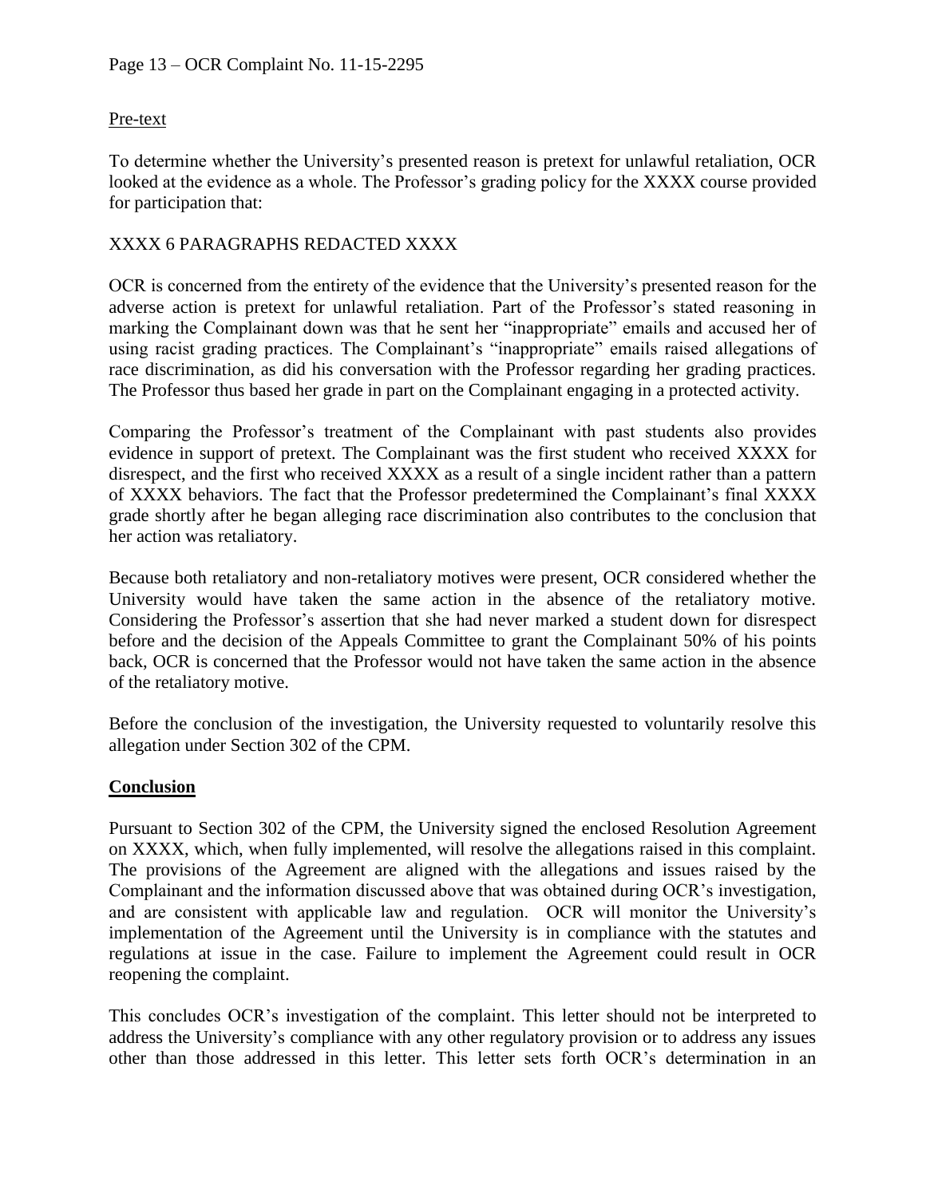Pre-text

To determine whether the University's presented reason is pretext for unlawful retaliation, OCR looked at the evidence as a whole. The Professor's grading policy for the XXXX course provided for participation that:

XXXX 6 PARAGRAPHS REDACTED XXXX

OCR is concerned from the entirety of the evidence that the University's presented reason for the adverse action is pretext for unlawful retaliation. Part of the Professor's stated reasoning in marking the Complainant down was that he sent her "inappropriate" emails and accused her of using racist grading practices. The Complainant's "inappropriate" emails raised allegations of race discrimination, as did his conversation with the Professor regarding her grading practices. The Professor thus based her grade in part on the Complainant engaging in a protected activity.

Comparing the Professor's treatment of the Complainant with past students also provides evidence in support of pretext. The Complainant was the first student who received XXXX for disrespect, and the first who received XXXX as a result of a single incident rather than a pattern of XXXX behaviors. The fact that the Professor predetermined the Complainant's final XXXX grade shortly after he began alleging race discrimination also contributes to the conclusion that her action was retaliatory.

Because both retaliatory and non-retaliatory motives were present, OCR considered whether the University would have taken the same action in the absence of the retaliatory motive. Considering the Professor's assertion that she had never marked a student down for disrespect before and the decision of the Appeals Committee to grant the Complainant 50% of his points back, OCR is concerned that the Professor would not have taken the same action in the absence of the retaliatory motive.

Before the conclusion of the investigation, the University requested to voluntarily resolve this allegation under Section 302 of the CPM.

## Conclusion

Pursuant to Section 302 of the CPM, the University signed the enclosed Resolution Agreement on XXXX, which, when fully implemented, will resolve the allegations raised in this complaint. The provisions of the Agreement are aligned with the allegations and issues raised by the Complainant and the information discussed above that was obtained during OCR's investigation, and are consistent with applicable law and regulation. OCR will monitor the University's implementation of the Agreement until the University is in compliance with the statutes and regulations at issue in the case. Failure to implement the Agreement could result in OCR reopening the complaint.

This concludes OCR's investigation of the complaint. This letter should not be interpreted to address the University's compliance with any other regulatory provision or to address any issues other than those addressed in this letter. This letter sets forth OCR's determination in an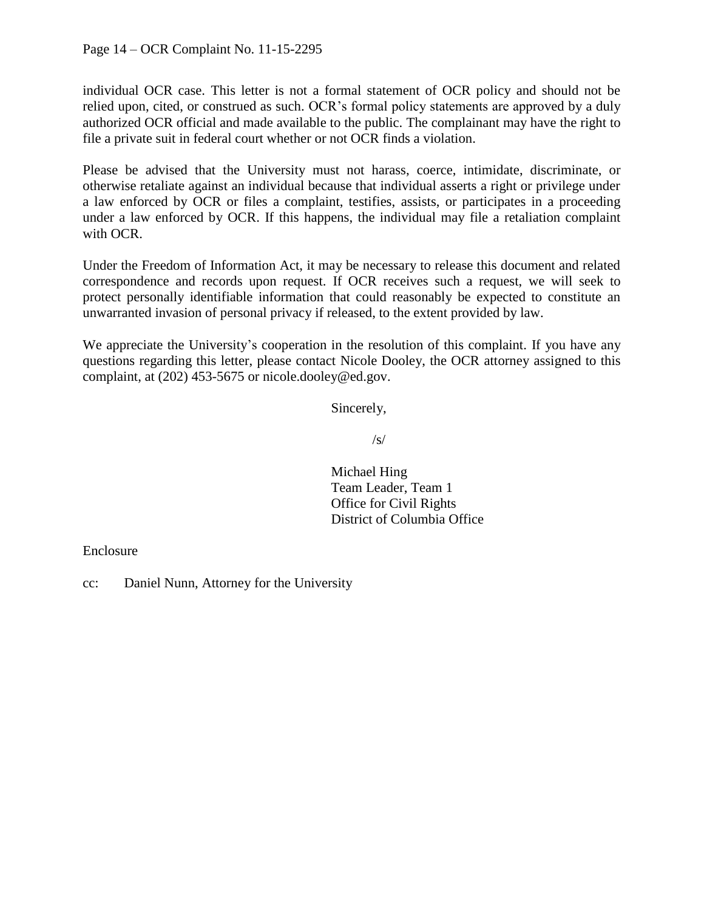individual OCR case. This letter is not a formal statement of OCR policy and should not be relied upon, cited, or construed as such. OCR's formal policy statements are approved by a duly authorized OCR official and made available to the public. The complainant may have the right to file a private suit in federal court whether or not OCR finds a violation.

Please be advised that the University must not harass, coerce, intimidate, discriminate, or otherwise retaliate against an individual because that individual asserts a right or privilege under a law enforced by OCR or files a complaint, testifies, assists, or participates in a proceeding under a law enforced by OCR. If this happens, the individual may file a retaliation complaint with OCR.

Under the Freedom of Information Act, it may be necessary to release this document and related correspondence and records upon request. If OCR receives such a request, we will seek to protect personally identifiable information that could reasonably be expected to constitute an unwarranted invasion of personal privacy if released, to the extent provided by law.

We appreciate the University's cooperation in the resolution of this complaint. If you have any questions regarding this letter, please contact Nicole Dooley, the OCR attorney assigned to this complaint, at (202) 453-5675 or nicole.dooley@ed.gov.

Sincerely,

/s/

Michael Hing
Team Leader, Team 1
Office for Civil Rights
District of Columbia Office

Enclosure

cc: Daniel Nunn, Attorney for the University